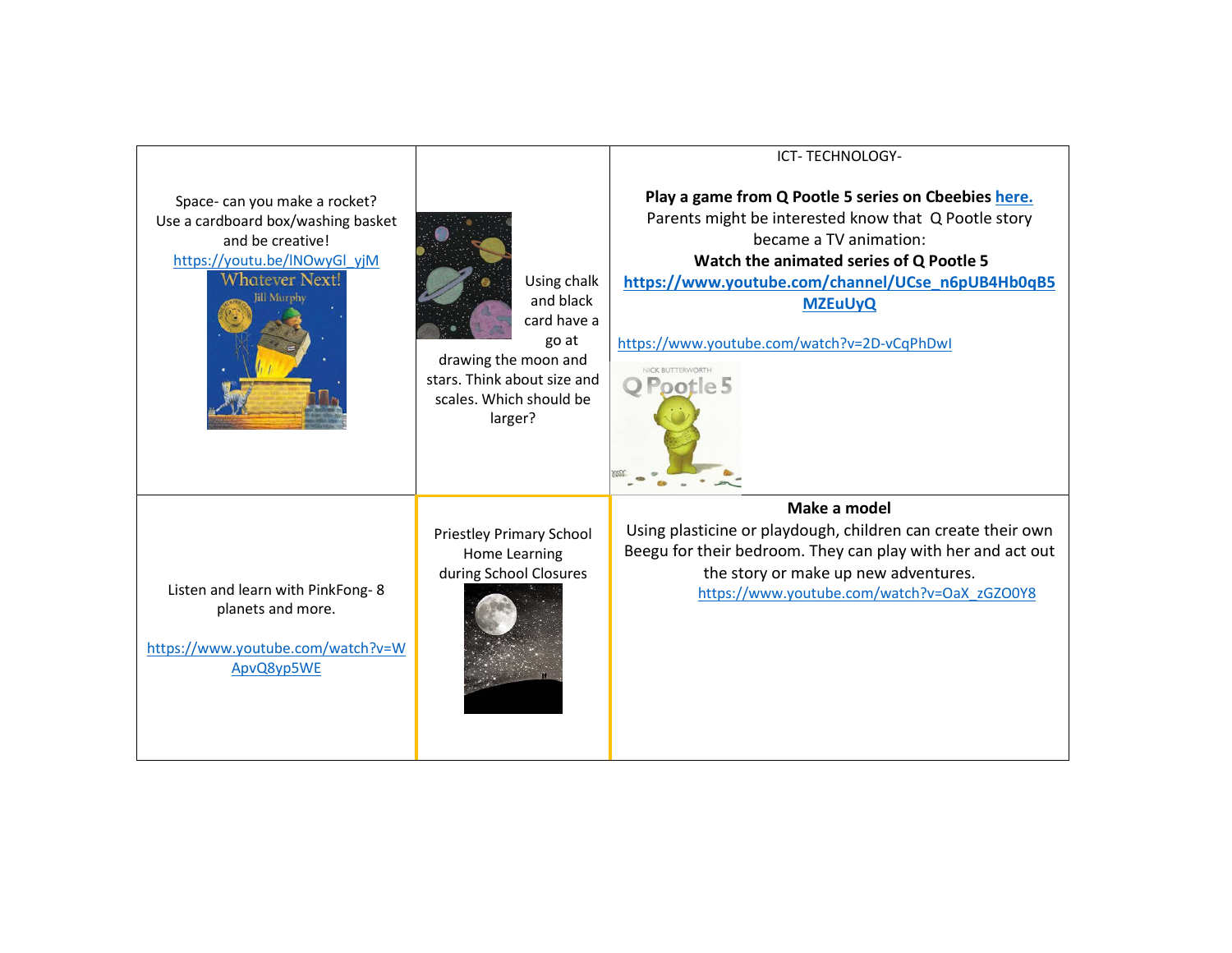| | | |
|---|---|---|
| Space- can you make a rocket? Use a cardboard box/washing basket and be creative! https://youtu.be/lNOwyGI_yjM | Using chalk and black card have a go at drawing the moon and stars. Think about size and scales. Which should be larger? | ICT- TECHNOLOGY- **Play a game from Q Pootle 5 series on Cbeebies here.** Parents might be interested know that Q Pootle story became a TV animation: **Watch the animated series of Q Pootle 5** **https://www.youtube.com/channel/UCse_n6pUB4Hb0qB5MZEuUyQ** https://www.youtube.com/watch?v=2D-vCqPhDwI |
| Listen and learn with PinkFong- 8 planets and more. https://www.youtube.com/watch?v=WApvQ8yp5WE | Priestley Primary School Home Learning during School Closures | **Make a model** Using plasticine or playdough, children can create their own Beegu for their bedroom. They can play with her and act out the story or make up new adventures. https://www.youtube.com/watch?v=OaX_zGZO0Y8 |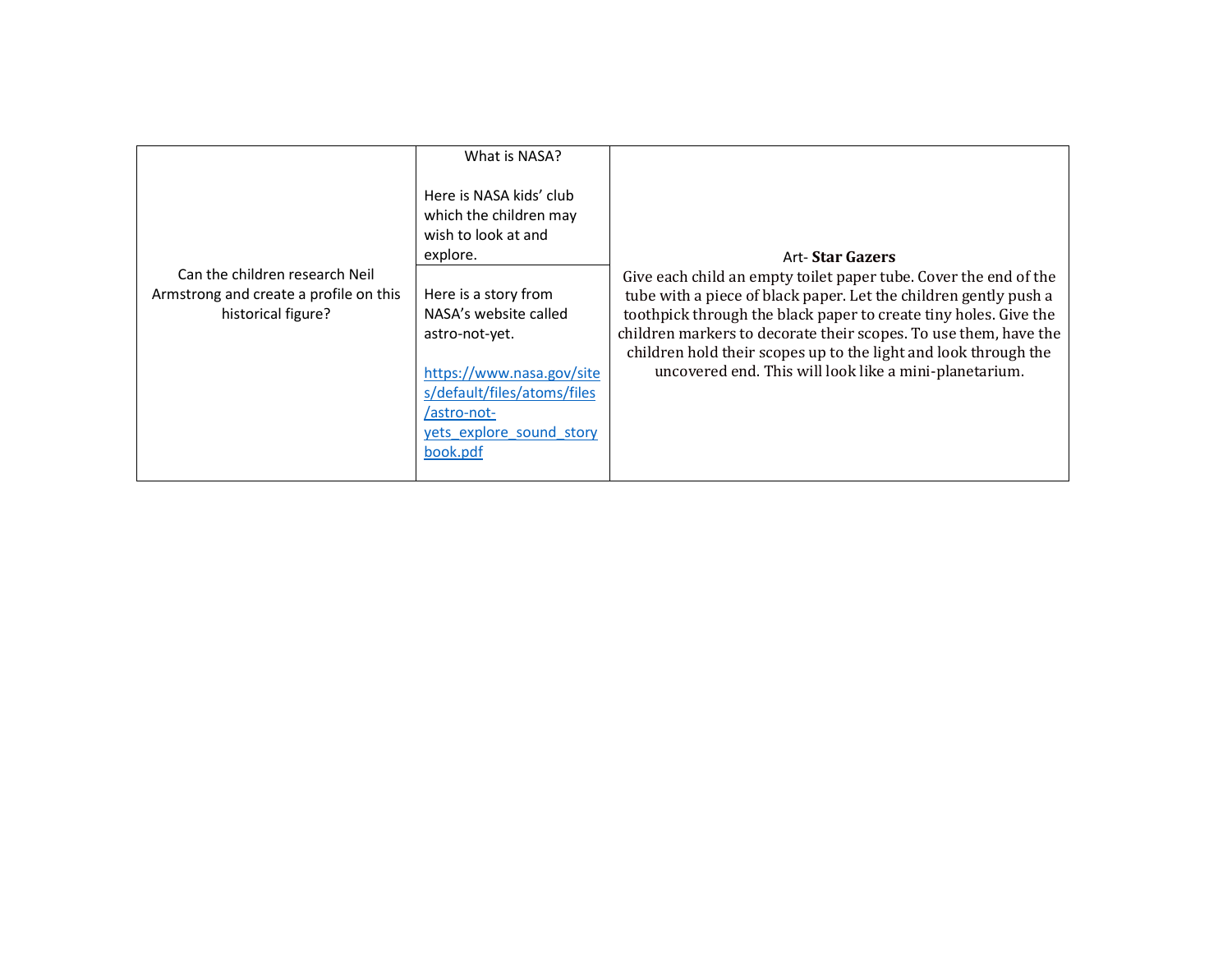| | | |
|---|---|---|
| Can the children research Neil Armstrong and create a profile on this historical figure? | What is NASA?<br><br>Here is NASA kids' club which the children may wish to look at and explore.<br><br>Here is a story from NASA's website called astro-not-yet.<br><br>https://www.nasa.gov/sites/default/files/atoms/files/astro-not-yets_explore_sound_storybook.pdf | Art- **Star Gazers**<br>Give each child an empty toilet paper tube. Cover the end of the tube with a piece of black paper. Let the children gently push a toothpick through the black paper to create tiny holes. Give the children markers to decorate their scopes. To use them, have the children hold their scopes up to the light and look through the uncovered end. This will look like a mini-planetarium. |